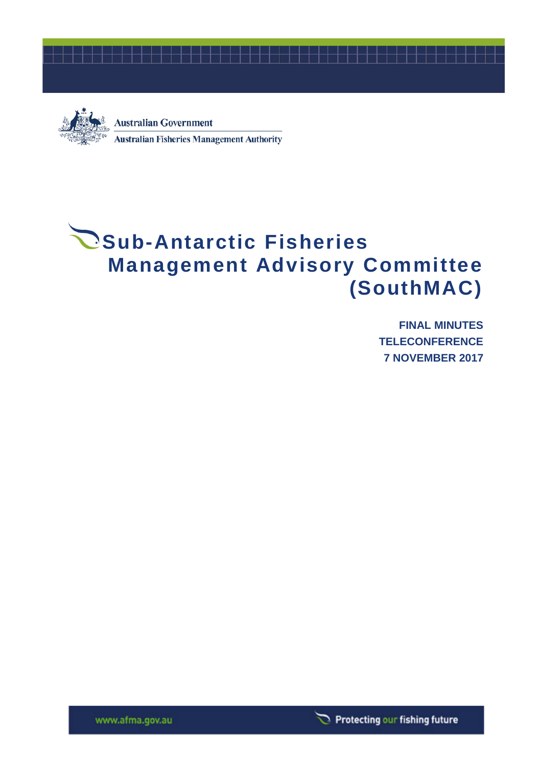Australian Government

Australian Fisheries Management Authority

# Sub-Antarctic Fisheries Management Advisory Committee (SouthMAC)

**FINAL MINUTES**

**TELECONFERENCE**

**7 NOVEMBER 2017**

www.afma.gov.au

Protecting our fishing future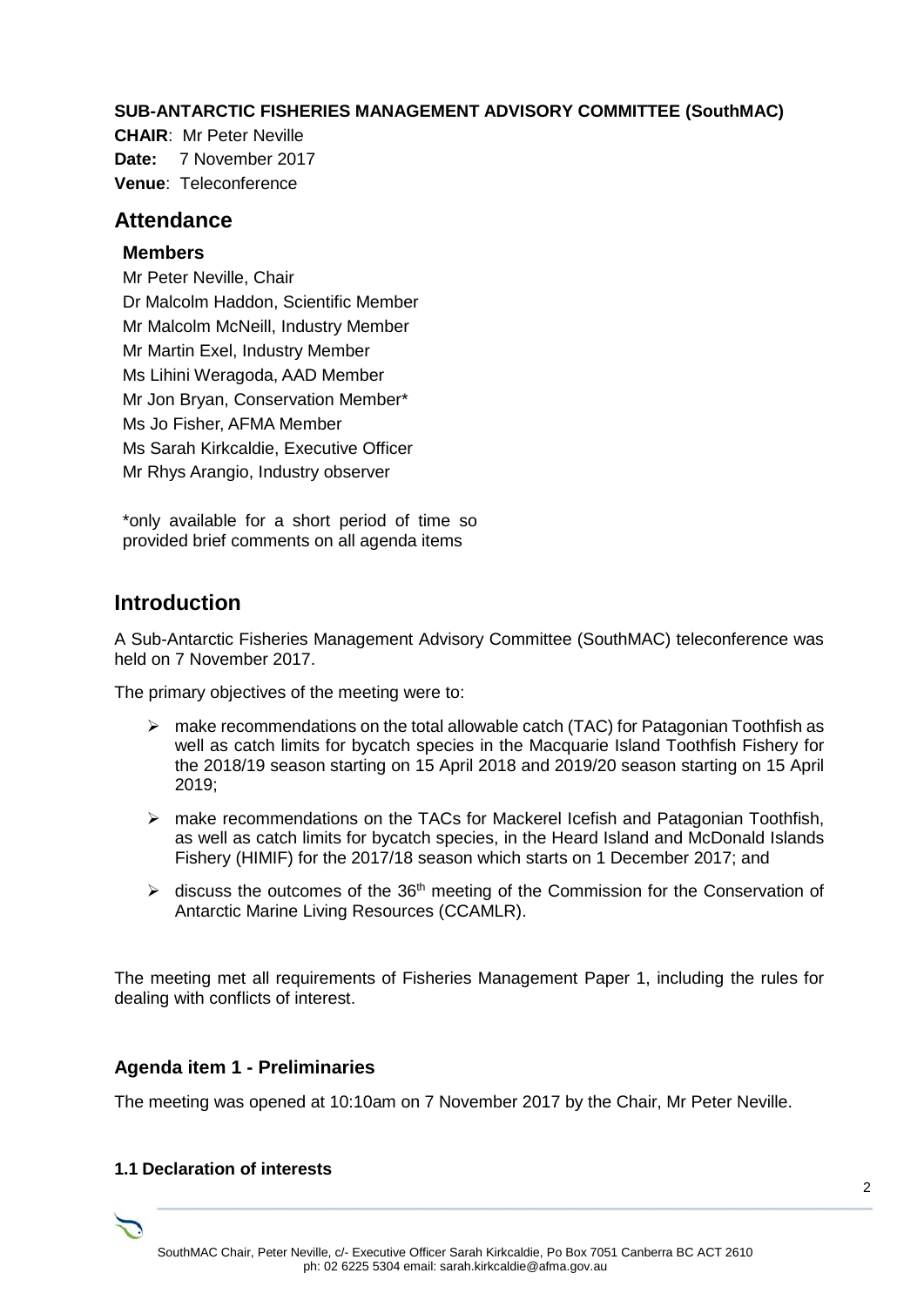**SUB-ANTARCTIC FISHERIES MANAGEMENT ADVISORY COMMITTEE (SouthMAC)**

**CHAIR**: Mr Peter Neville
**Date:** 7 November 2017
**Venue**: Teleconference

## Attendance

### Members

Mr Peter Neville, Chair
Dr Malcolm Haddon, Scientific Member
Mr Malcolm McNeill, Industry Member
Mr Martin Exel, Industry Member
Ms Lihini Weragoda, AAD Member
Mr Jon Bryan, Conservation Member*
Ms Jo Fisher, AFMA Member
Ms Sarah Kirkcaldie, Executive Officer
Mr Rhys Arangio, Industry observer

*only available for a short period of time so provided brief comments on all agenda items

## Introduction

A Sub-Antarctic Fisheries Management Advisory Committee (SouthMAC) teleconference was held on 7 November 2017.

The primary objectives of the meeting were to:

- make recommendations on the total allowable catch (TAC) for Patagonian Toothfish as well as catch limits for bycatch species in the Macquarie Island Toothfish Fishery for the 2018/19 season starting on 15 April 2018 and 2019/20 season starting on 15 April 2019;
- make recommendations on the TACs for Mackerel Icefish and Patagonian Toothfish, as well as catch limits for bycatch species, in the Heard Island and McDonald Islands Fishery (HIMIF) for the 2017/18 season which starts on 1 December 2017; and
- discuss the outcomes of the 36th meeting of the Commission for the Conservation of Antarctic Marine Living Resources (CCAMLR).

The meeting met all requirements of Fisheries Management Paper 1, including the rules for dealing with conflicts of interest.

### Agenda item 1 - Preliminaries

The meeting was opened at 10:10am on 7 November 2017 by the Chair, Mr Peter Neville.

#### 1.1 Declaration of interests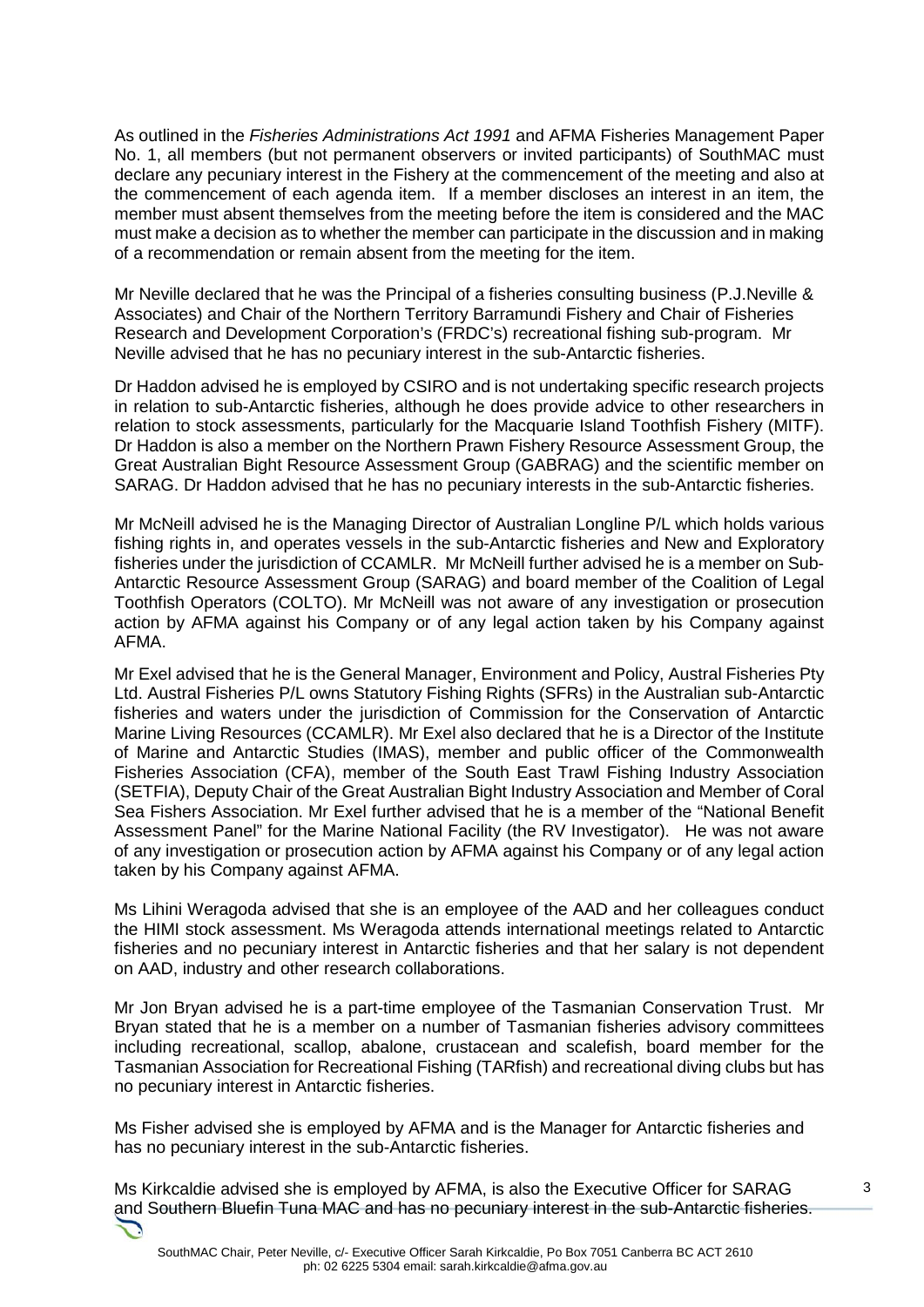As outlined in the *Fisheries Administrations Act 1991* and AFMA Fisheries Management Paper No. 1, all members (but not permanent observers or invited participants) of SouthMAC must declare any pecuniary interest in the Fishery at the commencement of the meeting and also at the commencement of each agenda item. If a member discloses an interest in an item, the member must absent themselves from the meeting before the item is considered and the MAC must make a decision as to whether the member can participate in the discussion and in making of a recommendation or remain absent from the meeting for the item.

Mr Neville declared that he was the Principal of a fisheries consulting business (P.J.Neville & Associates) and Chair of the Northern Territory Barramundi Fishery and Chair of Fisheries Research and Development Corporation's (FRDC's) recreational fishing sub-program. Mr Neville advised that he has no pecuniary interest in the sub-Antarctic fisheries.

Dr Haddon advised he is employed by CSIRO and is not undertaking specific research projects in relation to sub-Antarctic fisheries, although he does provide advice to other researchers in relation to stock assessments, particularly for the Macquarie Island Toothfish Fishery (MITF). Dr Haddon is also a member on the Northern Prawn Fishery Resource Assessment Group, the Great Australian Bight Resource Assessment Group (GABRAG) and the scientific member on SARAG. Dr Haddon advised that he has no pecuniary interests in the sub-Antarctic fisheries.

Mr McNeill advised he is the Managing Director of Australian Longline P/L which holds various fishing rights in, and operates vessels in the sub-Antarctic fisheries and New and Exploratory fisheries under the jurisdiction of CCAMLR. Mr McNeill further advised he is a member on Sub-Antarctic Resource Assessment Group (SARAG) and board member of the Coalition of Legal Toothfish Operators (COLTO). Mr McNeill was not aware of any investigation or prosecution action by AFMA against his Company or of any legal action taken by his Company against AFMA.

Mr Exel advised that he is the General Manager, Environment and Policy, Austral Fisheries Pty Ltd. Austral Fisheries P/L owns Statutory Fishing Rights (SFRs) in the Australian sub-Antarctic fisheries and waters under the jurisdiction of Commission for the Conservation of Antarctic Marine Living Resources (CCAMLR). Mr Exel also declared that he is a Director of the Institute of Marine and Antarctic Studies (IMAS), member and public officer of the Commonwealth Fisheries Association (CFA), member of the South East Trawl Fishing Industry Association (SETFIA), Deputy Chair of the Great Australian Bight Industry Association and Member of Coral Sea Fishers Association. Mr Exel further advised that he is a member of the "National Benefit Assessment Panel" for the Marine National Facility (the RV Investigator). He was not aware of any investigation or prosecution action by AFMA against his Company or of any legal action taken by his Company against AFMA.

Ms Lihini Weragoda advised that she is an employee of the AAD and her colleagues conduct the HIMI stock assessment. Ms Weragoda attends international meetings related to Antarctic fisheries and no pecuniary interest in Antarctic fisheries and that her salary is not dependent on AAD, industry and other research collaborations.

Mr Jon Bryan advised he is a part-time employee of the Tasmanian Conservation Trust. Mr Bryan stated that he is a member on a number of Tasmanian fisheries advisory committees including recreational, scallop, abalone, crustacean and scalefish, board member for the Tasmanian Association for Recreational Fishing (TARfish) and recreational diving clubs but has no pecuniary interest in Antarctic fisheries.

Ms Fisher advised she is employed by AFMA and is the Manager for Antarctic fisheries and has no pecuniary interest in the sub-Antarctic fisheries.

Ms Kirkcaldie advised she is employed by AFMA, is also the Executive Officer for SARAG and Southern Bluefin Tuna MAC and has no pecuniary interest in the sub-Antarctic fisheries.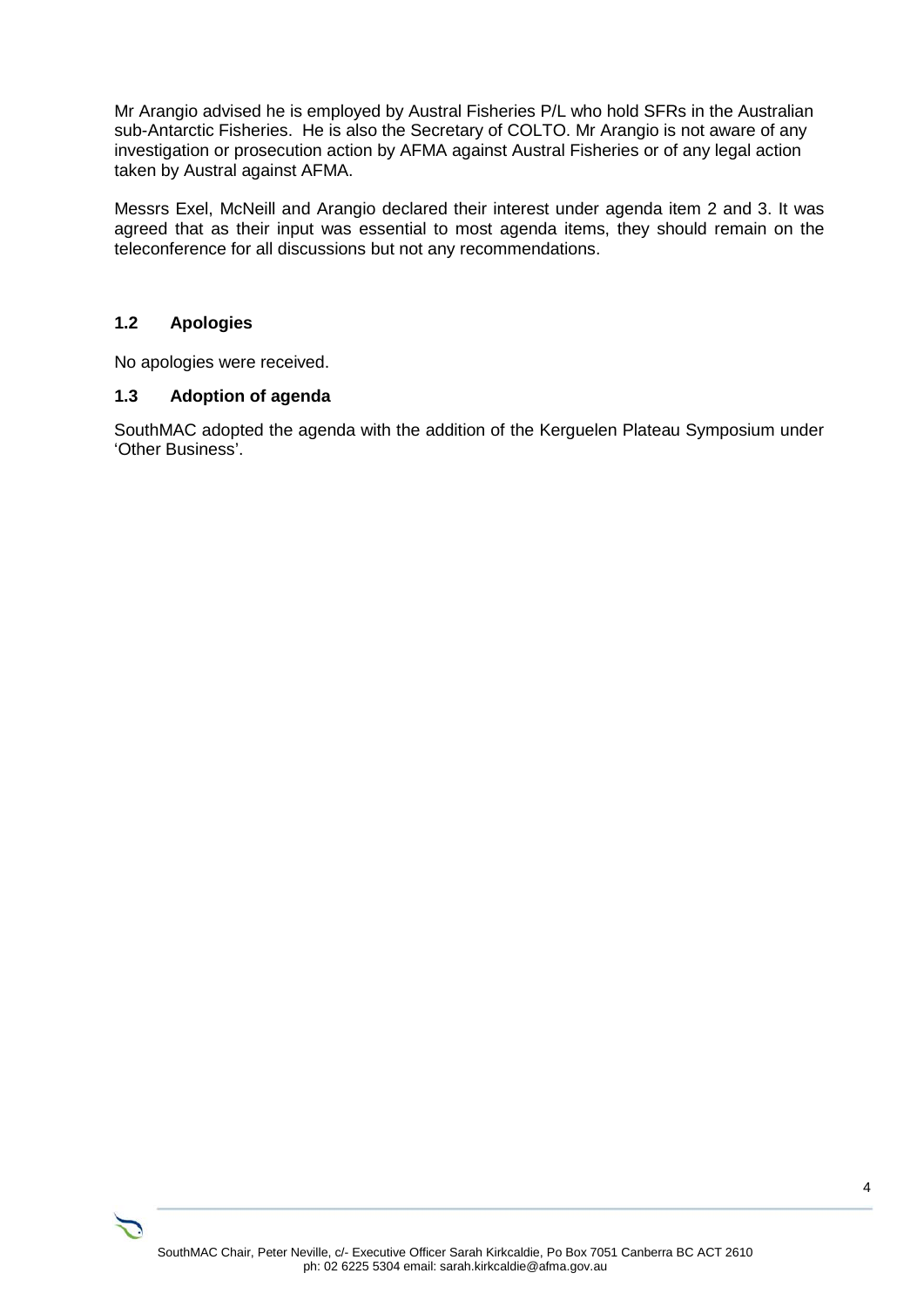Mr Arangio advised he is employed by Austral Fisheries P/L who hold SFRs in the Australian sub-Antarctic Fisheries. He is also the Secretary of COLTO. Mr Arangio is not aware of any investigation or prosecution action by AFMA against Austral Fisheries or of any legal action taken by Austral against AFMA.

Messrs Exel, McNeill and Arangio declared their interest under agenda item 2 and 3. It was agreed that as their input was essential to most agenda items, they should remain on the teleconference for all discussions but not any recommendations.

### 1.2 Apologies

No apologies were received.

### 1.3 Adoption of agenda

SouthMAC adopted the agenda with the addition of the Kerguelen Plateau Symposium under 'Other Business'.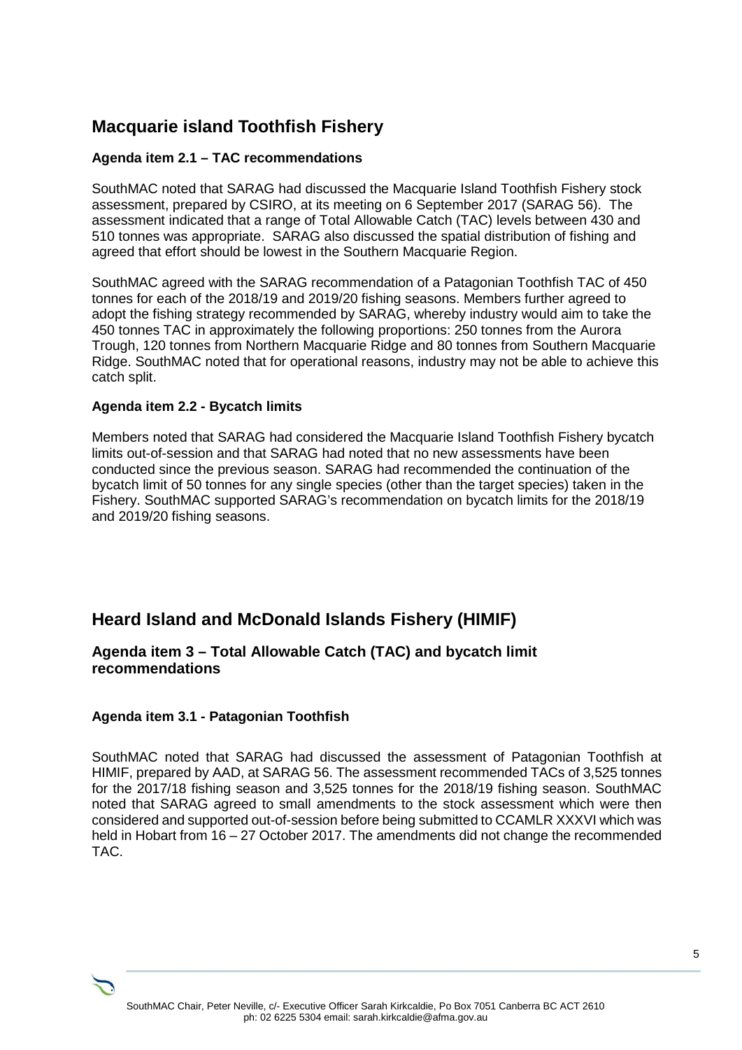## Macquarie island Toothfish Fishery

### Agenda item 2.1 – TAC recommendations

SouthMAC noted that SARAG had discussed the Macquarie Island Toothfish Fishery stock assessment, prepared by CSIRO, at its meeting on 6 September 2017 (SARAG 56). The assessment indicated that a range of Total Allowable Catch (TAC) levels between 430 and 510 tonnes was appropriate. SARAG also discussed the spatial distribution of fishing and agreed that effort should be lowest in the Southern Macquarie Region.

SouthMAC agreed with the SARAG recommendation of a Patagonian Toothfish TAC of 450 tonnes for each of the 2018/19 and 2019/20 fishing seasons. Members further agreed to adopt the fishing strategy recommended by SARAG, whereby industry would aim to take the 450 tonnes TAC in approximately the following proportions: 250 tonnes from the Aurora Trough, 120 tonnes from Northern Macquarie Ridge and 80 tonnes from Southern Macquarie Ridge. SouthMAC noted that for operational reasons, industry may not be able to achieve this catch split.

### Agenda item 2.2 - Bycatch limits

Members noted that SARAG had considered the Macquarie Island Toothfish Fishery bycatch limits out-of-session and that SARAG had noted that no new assessments have been conducted since the previous season. SARAG had recommended the continuation of the bycatch limit of 50 tonnes for any single species (other than the target species) taken in the Fishery. SouthMAC supported SARAG's recommendation on bycatch limits for the 2018/19 and 2019/20 fishing seasons.

## Heard Island and McDonald Islands Fishery (HIMIF)

### Agenda item 3 – Total Allowable Catch (TAC) and bycatch limit recommendations

### Agenda item 3.1 - Patagonian Toothfish

SouthMAC noted that SARAG had discussed the assessment of Patagonian Toothfish at HIMIF, prepared by AAD, at SARAG 56. The assessment recommended TACs of 3,525 tonnes for the 2017/18 fishing season and 3,525 tonnes for the 2018/19 fishing season. SouthMAC noted that SARAG agreed to small amendments to the stock assessment which were then considered and supported out-of-session before being submitted to CCAMLR XXXVI which was held in Hobart from 16 – 27 October 2017. The amendments did not change the recommended TAC.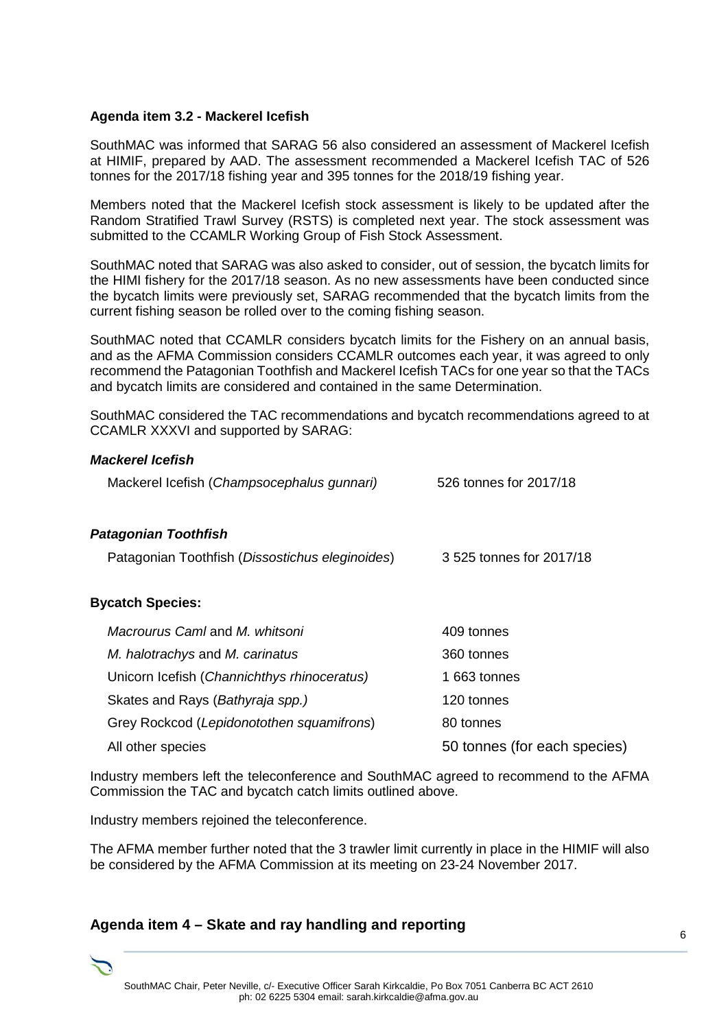### Agenda item 3.2 - Mackerel Icefish

SouthMAC was informed that SARAG 56 also considered an assessment of Mackerel Icefish at HIMIF, prepared by AAD. The assessment recommended a Mackerel Icefish TAC of 526 tonnes for the 2017/18 fishing year and 395 tonnes for the 2018/19 fishing year.

Members noted that the Mackerel Icefish stock assessment is likely to be updated after the Random Stratified Trawl Survey (RSTS) is completed next year. The stock assessment was submitted to the CCAMLR Working Group of Fish Stock Assessment.

SouthMAC noted that SARAG was also asked to consider, out of session, the bycatch limits for the HIMI fishery for the 2017/18 season. As no new assessments have been conducted since the bycatch limits were previously set, SARAG recommended that the bycatch limits from the current fishing season be rolled over to the coming fishing season.

SouthMAC noted that CCAMLR considers bycatch limits for the Fishery on an annual basis, and as the AFMA Commission considers CCAMLR outcomes each year, it was agreed to only recommend the Patagonian Toothfish and Mackerel Icefish TACs for one year so that the TACs and bycatch limits are considered and contained in the same Determination.

SouthMAC considered the TAC recommendations and bycatch recommendations agreed to at CCAMLR XXXVI and supported by SARAG:

***Mackerel Icefish***

| | |
|---|---|
| Mackerel Icefish (*Champsocephalus gunnari*) | 526 tonnes for 2017/18 |

***Patagonian Toothfish***

| | |
|---|---|
| Patagonian Toothfish (*Dissostichus eleginoides*) | 3 525 tonnes for 2017/18 |

**Bycatch Species:**

| | |
|---|---|
| *Macrourus Caml* and *M. whitsoni* | 409 tonnes |
| *M. halotrachys* and *M. carinatus* | 360 tonnes |
| Unicorn Icefish (*Channichthys rhinoceratus)* | 1 663 tonnes |
| Skates and Rays (*Bathyraja spp.)* | 120 tonnes |
| Grey Rockcod (*Lepidonotothen squamifrons*) | 80 tonnes |
| All other species | 50 tonnes (for each species) |

Industry members left the teleconference and SouthMAC agreed to recommend to the AFMA Commission the TAC and bycatch catch limits outlined above.

Industry members rejoined the teleconference.

The AFMA member further noted that the 3 trawler limit currently in place in the HIMIF will also be considered by the AFMA Commission at its meeting on 23-24 November 2017.

## Agenda item 4 – Skate and ray handling and reporting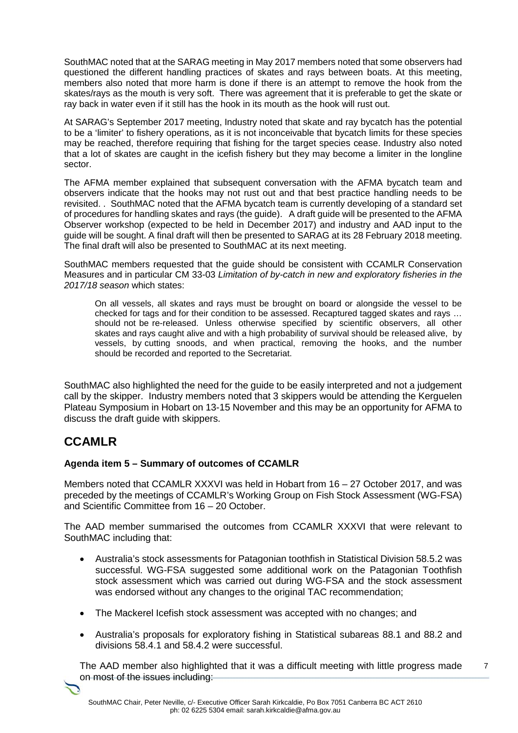SouthMAC noted that at the SARAG meeting in May 2017 members noted that some observers had questioned the different handling practices of skates and rays between boats. At this meeting, members also noted that more harm is done if there is an attempt to remove the hook from the skates/rays as the mouth is very soft. There was agreement that it is preferable to get the skate or ray back in water even if it still has the hook in its mouth as the hook will rust out.

At SARAG's September 2017 meeting, Industry noted that skate and ray bycatch has the potential to be a 'limiter' to fishery operations, as it is not inconceivable that bycatch limits for these species may be reached, therefore requiring that fishing for the target species cease. Industry also noted that a lot of skates are caught in the icefish fishery but they may become a limiter in the longline sector.

The AFMA member explained that subsequent conversation with the AFMA bycatch team and observers indicate that the hooks may not rust out and that best practice handling needs to be revisited. . SouthMAC noted that the AFMA bycatch team is currently developing of a standard set of procedures for handling skates and rays (the guide). A draft guide will be presented to the AFMA Observer workshop (expected to be held in December 2017) and industry and AAD input to the guide will be sought. A final draft will then be presented to SARAG at its 28 February 2018 meeting. The final draft will also be presented to SouthMAC at its next meeting.

SouthMAC members requested that the guide should be consistent with CCAMLR Conservation Measures and in particular CM 33-03 *Limitation of by-catch in new and exploratory fisheries in the 2017/18 season* which states:

> On all vessels, all skates and rays must be brought on board or alongside the vessel to be checked for tags and for their condition to be assessed. Recaptured tagged skates and rays … should not be re-released. Unless otherwise specified by scientific observers, all other skates and rays caught alive and with a high probability of survival should be released alive, by vessels, by cutting snoods, and when practical, removing the hooks, and the number should be recorded and reported to the Secretariat.

SouthMAC also highlighted the need for the guide to be easily interpreted and not a judgement call by the skipper. Industry members noted that 3 skippers would be attending the Kerguelen Plateau Symposium in Hobart on 13-15 November and this may be an opportunity for AFMA to discuss the draft guide with skippers.

## CCAMLR

### Agenda item 5 – Summary of outcomes of CCAMLR

Members noted that CCAMLR XXXVI was held in Hobart from 16 – 27 October 2017, and was preceded by the meetings of CCAMLR's Working Group on Fish Stock Assessment (WG-FSA) and Scientific Committee from 16 – 20 October.

The AAD member summarised the outcomes from CCAMLR XXXVI that were relevant to SouthMAC including that:

- Australia's stock assessments for Patagonian toothfish in Statistical Division 58.5.2 was successful. WG-FSA suggested some additional work on the Patagonian Toothfish stock assessment which was carried out during WG-FSA and the stock assessment was endorsed without any changes to the original TAC recommendation;
- The Mackerel Icefish stock assessment was accepted with no changes; and
- Australia's proposals for exploratory fishing in Statistical subareas 88.1 and 88.2 and divisions 58.4.1 and 58.4.2 were successful.

The AAD member also highlighted that it was a difficult meeting with little progress made on most of the issues including: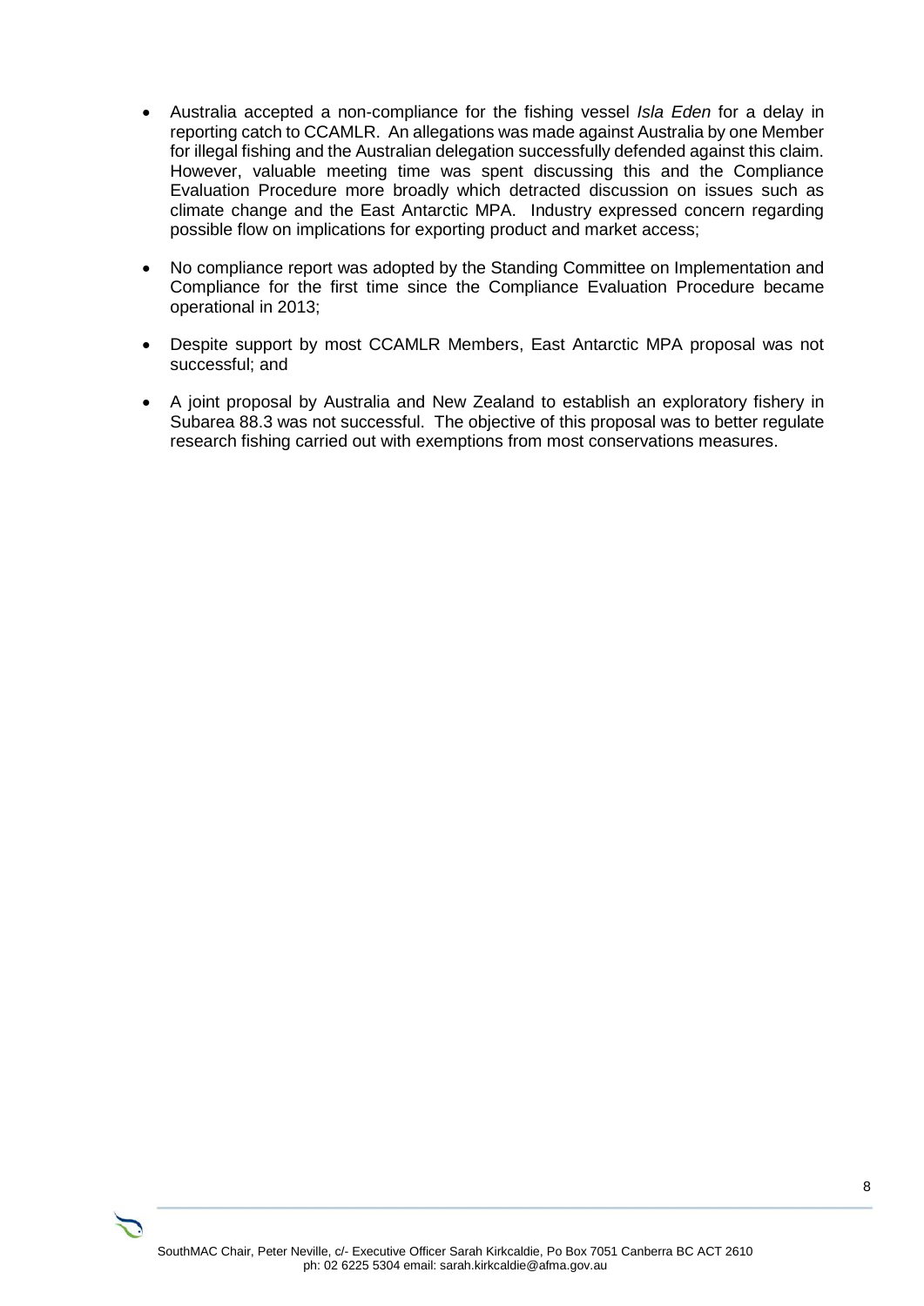- Australia accepted a non-compliance for the fishing vessel *Isla Eden* for a delay in reporting catch to CCAMLR. An allegations was made against Australia by one Member for illegal fishing and the Australian delegation successfully defended against this claim. However, valuable meeting time was spent discussing this and the Compliance Evaluation Procedure more broadly which detracted discussion on issues such as climate change and the East Antarctic MPA. Industry expressed concern regarding possible flow on implications for exporting product and market access;
- No compliance report was adopted by the Standing Committee on Implementation and Compliance for the first time since the Compliance Evaluation Procedure became operational in 2013;
- Despite support by most CCAMLR Members, East Antarctic MPA proposal was not successful; and
- A joint proposal by Australia and New Zealand to establish an exploratory fishery in Subarea 88.3 was not successful. The objective of this proposal was to better regulate research fishing carried out with exemptions from most conservations measures.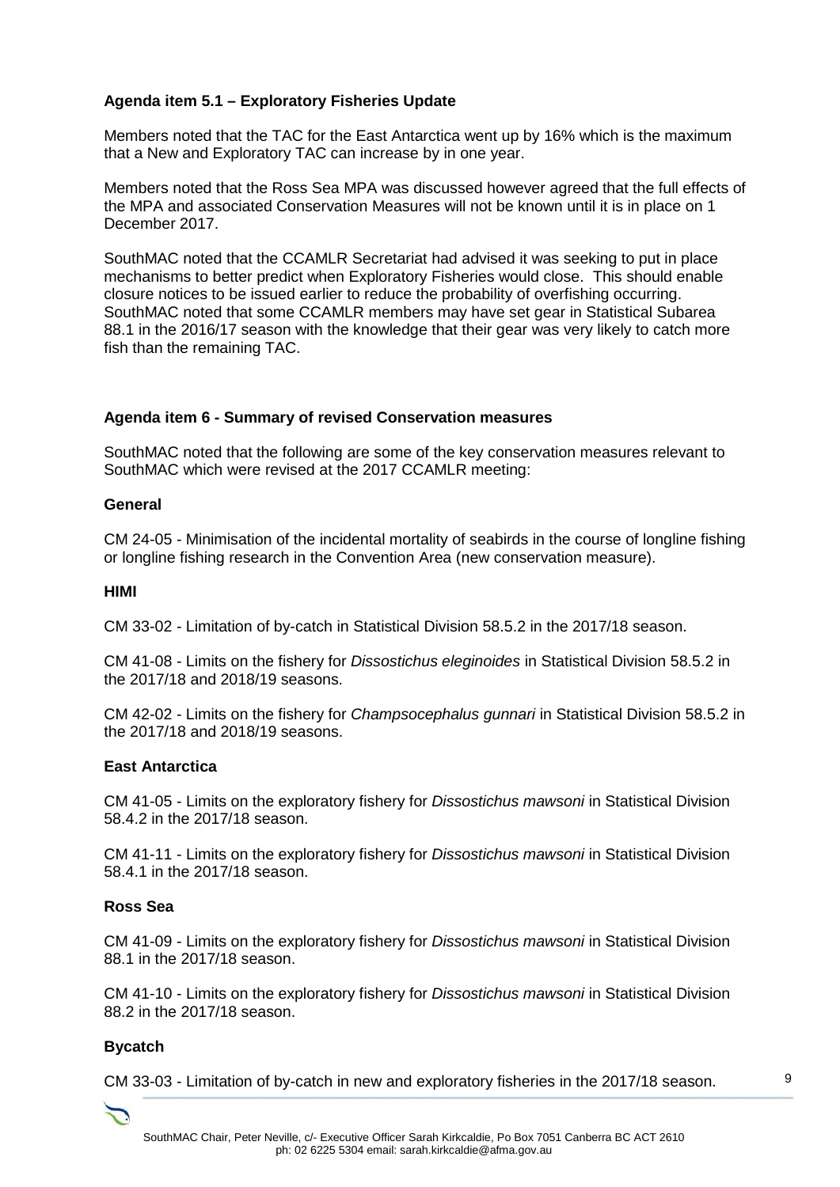**Agenda item 5.1 – Exploratory Fisheries Update**

Members noted that the TAC for the East Antarctica went up by 16% which is the maximum that a New and Exploratory TAC can increase by in one year.

Members noted that the Ross Sea MPA was discussed however agreed that the full effects of the MPA and associated Conservation Measures will not be known until it is in place on 1 December 2017.

SouthMAC noted that the CCAMLR Secretariat had advised it was seeking to put in place mechanisms to better predict when Exploratory Fisheries would close. This should enable closure notices to be issued earlier to reduce the probability of overfishing occurring. SouthMAC noted that some CCAMLR members may have set gear in Statistical Subarea 88.1 in the 2016/17 season with the knowledge that their gear was very likely to catch more fish than the remaining TAC.

**Agenda item 6 - Summary of revised Conservation measures**

SouthMAC noted that the following are some of the key conservation measures relevant to SouthMAC which were revised at the 2017 CCAMLR meeting:

**General**

CM 24-05 - Minimisation of the incidental mortality of seabirds in the course of longline fishing or longline fishing research in the Convention Area (new conservation measure).

**HIMI**

CM 33-02 - Limitation of by-catch in Statistical Division 58.5.2 in the 2017/18 season.

CM 41-08 - Limits on the fishery for *Dissostichus eleginoides* in Statistical Division 58.5.2 in the 2017/18 and 2018/19 seasons.

CM 42-02 - Limits on the fishery for *Champsocephalus gunnari* in Statistical Division 58.5.2 in the 2017/18 and 2018/19 seasons.

**East Antarctica**

CM 41-05 - Limits on the exploratory fishery for *Dissostichus mawsoni* in Statistical Division 58.4.2 in the 2017/18 season.

CM 41-11 - Limits on the exploratory fishery for *Dissostichus mawsoni* in Statistical Division 58.4.1 in the 2017/18 season.

**Ross Sea**

CM 41-09 - Limits on the exploratory fishery for *Dissostichus mawsoni* in Statistical Division 88.1 in the 2017/18 season.

CM 41-10 - Limits on the exploratory fishery for *Dissostichus mawsoni* in Statistical Division 88.2 in the 2017/18 season.

**Bycatch**

CM 33-03 - Limitation of by-catch in new and exploratory fisheries in the 2017/18 season.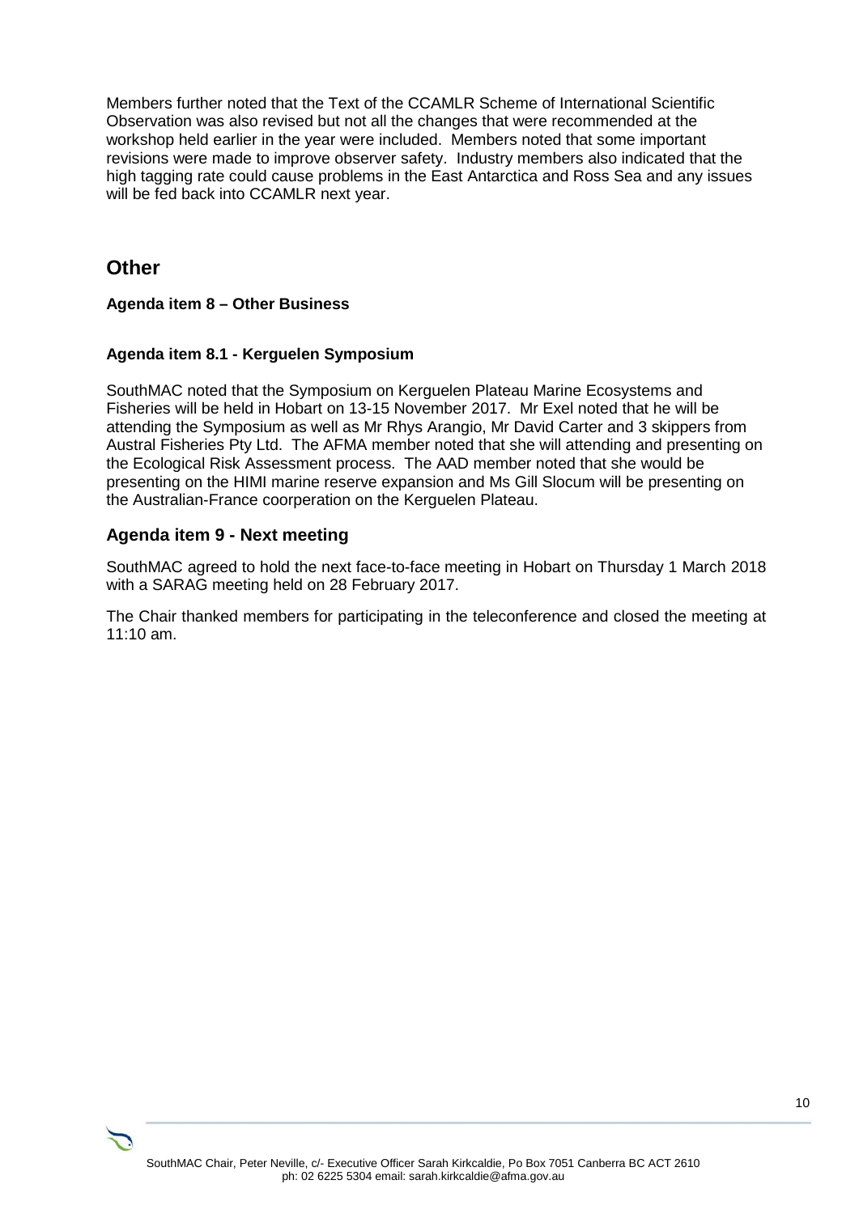Members further noted that the Text of the CCAMLR Scheme of International Scientific Observation was also revised but not all the changes that were recommended at the workshop held earlier in the year were included. Members noted that some important revisions were made to improve observer safety. Industry members also indicated that the high tagging rate could cause problems in the East Antarctica and Ross Sea and any issues will be fed back into CCAMLR next year.

## Other

**Agenda item 8 – Other Business**

**Agenda item 8.1 - Kerguelen Symposium**

SouthMAC noted that the Symposium on Kerguelen Plateau Marine Ecosystems and Fisheries will be held in Hobart on 13-15 November 2017. Mr Exel noted that he will be attending the Symposium as well as Mr Rhys Arangio, Mr David Carter and 3 skippers from Austral Fisheries Pty Ltd. The AFMA member noted that she will attending and presenting on the Ecological Risk Assessment process. The AAD member noted that she would be presenting on the HIMI marine reserve expansion and Ms Gill Slocum will be presenting on the Australian-France coorperation on the Kerguelen Plateau.

### Agenda item 9 - Next meeting

SouthMAC agreed to hold the next face-to-face meeting in Hobart on Thursday 1 March 2018 with a SARAG meeting held on 28 February 2017.

The Chair thanked members for participating in the teleconference and closed the meeting at 11:10 am.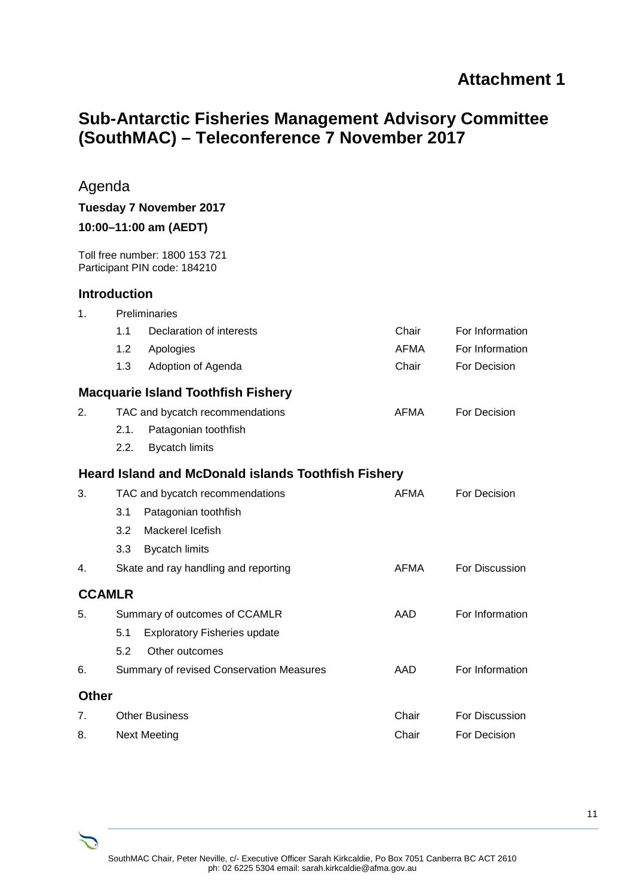**Attachment 1**

# Sub-Antarctic Fisheries Management Advisory Committee (SouthMAC) – Teleconference 7 November 2017

## Agenda

**Tuesday 7 November 2017**

**10:00–11:00 am (AEDT)**

Toll free number: 1800 153 721
Participant PIN code: 184210

### Introduction

| | | | | |
|---|---|---|---|---|
| 1. | Preliminaries | | | |
| | 1.1 | Declaration of interests | Chair | For Information |
| | 1.2 | Apologies | AFMA | For Information |
| | 1.3 | Adoption of Agenda | Chair | For Decision |

### Macquarie Island Toothfish Fishery

| | | | | |
|---|---|---|---|---|
| 2. | TAC and bycatch recommendations | | AFMA | For Decision |
| | 2.1. | Patagonian toothfish | | |
| | 2.2. | Bycatch limits | | |

### Heard Island and McDonald islands Toothfish Fishery

| | | | | |
|---|---|---|---|---|
| 3. | TAC and bycatch recommendations | | AFMA | For Decision |
| | 3.1 | Patagonian toothfish | | |
| | 3.2 | Mackerel Icefish | | |
| | 3.3 | Bycatch limits | | |
| 4. | Skate and ray handling and reporting | | AFMA | For Discussion |

### CCAMLR

| | | | | |
|---|---|---|---|---|
| 5. | Summary of outcomes of CCAMLR | | AAD | For Information |
| | 5.1 | Exploratory Fisheries update | | |
| | 5.2 | Other outcomes | | |
| 6. | Summary of revised Conservation Measures | | AAD | For Information |

### Other

| | | | |
|---|---|---|---|
| 7. | Other Business | Chair | For Discussion |
| 8. | Next Meeting | Chair | For Decision |

SouthMAC Chair, Peter Neville, c/- Executive Officer Sarah Kirkcaldie, Po Box 7051 Canberra BC ACT 2610
ph: 02 6225 5304 email: sarah.kirkcaldie@afma.gov.au